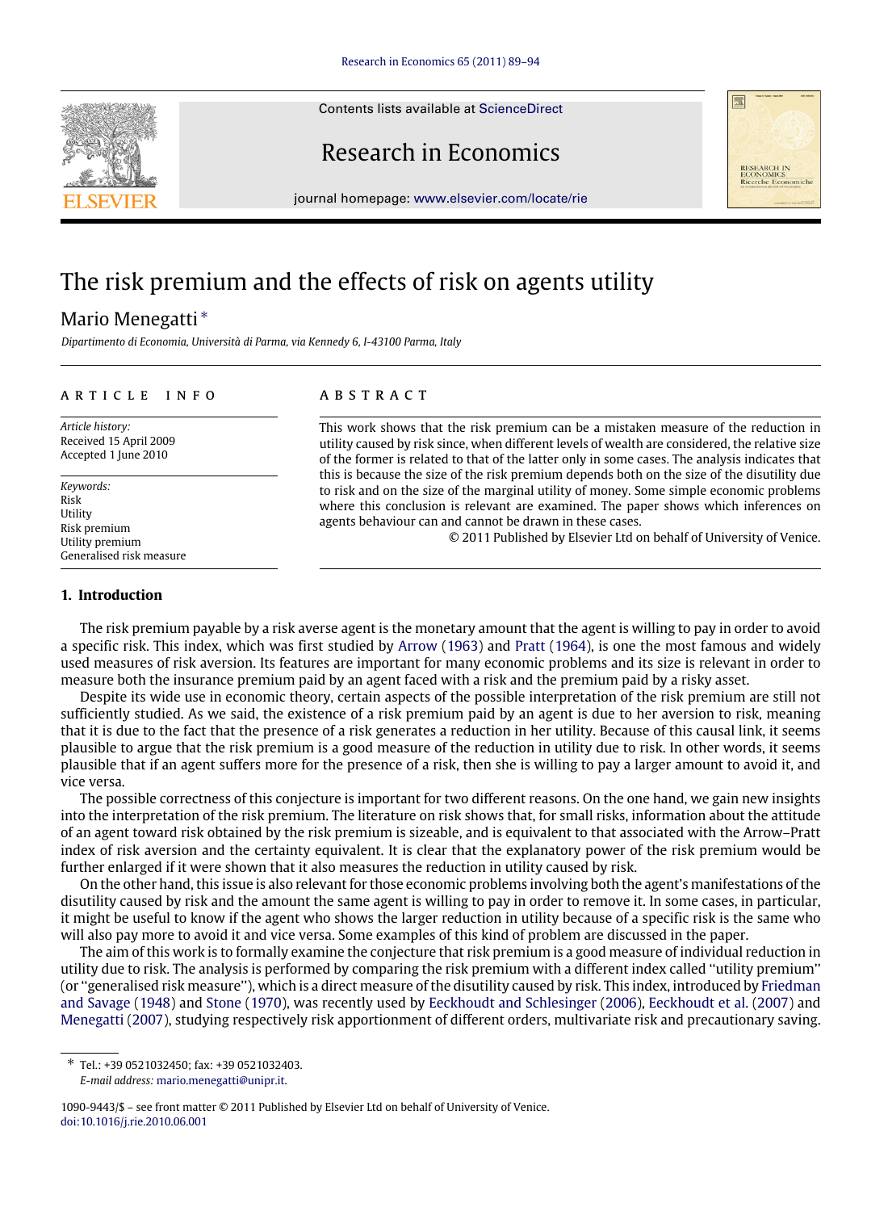# The risk premium and the effects of risk on agents utility

Mario Menegatti *

*Dipartimento di Economia, Università di Parma, via Kennedy 6, I-43100 Parma, Italy*

ARTICLE INFO

*Article history:*
Received 15 April 2009
Accepted 1 June 2010

*Keywords:*
Risk
Utility
Risk premium
Utility premium
Generalised risk measure

ABSTRACT

This work shows that the risk premium can be a mistaken measure of the reduction in utility caused by risk since, when different levels of wealth are considered, the relative size of the former is related to that of the latter only in some cases. The analysis indicates that this is because the size of the risk premium depends both on the size of the disutility due to risk and on the size of the marginal utility of money. Some simple economic problems where this conclusion is relevant are examined. The paper shows which inferences on agents behaviour can and cannot be drawn in these cases.

© 2011 Published by Elsevier Ltd on behalf of University of Venice.

## 1. Introduction

The risk premium payable by a risk averse agent is the monetary amount that the agent is willing to pay in order to avoid a specific risk. This index, which was first studied by Arrow (1963) and Pratt (1964), is one the most famous and widely used measures of risk aversion. Its features are important for many economic problems and its size is relevant in order to measure both the insurance premium paid by an agent faced with a risk and the premium paid by a risky asset.

Despite its wide use in economic theory, certain aspects of the possible interpretation of the risk premium are still not sufficiently studied. As we said, the existence of a risk premium paid by an agent is due to her aversion to risk, meaning that it is due to the fact that the presence of a risk generates a reduction in her utility. Because of this causal link, it seems plausible to argue that the risk premium is a good measure of the reduction in utility due to risk. In other words, it seems plausible that if an agent suffers more for the presence of a risk, then she is willing to pay a larger amount to avoid it, and vice versa.

The possible correctness of this conjecture is important for two different reasons. On the one hand, we gain new insights into the interpretation of the risk premium. The literature on risk shows that, for small risks, information about the attitude of an agent toward risk obtained by the risk premium is sizeable, and is equivalent to that associated with the Arrow–Pratt index of risk aversion and the certainty equivalent. It is clear that the explanatory power of the risk premium would be further enlarged if it were shown that it also measures the reduction in utility caused by risk.

On the other hand, this issue is also relevant for those economic problems involving both the agent's manifestations of the disutility caused by risk and the amount the same agent is willing to pay in order to remove it. In some cases, in particular, it might be useful to know if the agent who shows the larger reduction in utility because of a specific risk is the same who will also pay more to avoid it and vice versa. Some examples of this kind of problem are discussed in the paper.

The aim of this work is to formally examine the conjecture that risk premium is a good measure of individual reduction in utility due to risk. The analysis is performed by comparing the risk premium with a different index called "utility premium" (or "generalised risk measure"), which is a direct measure of the disutility caused by risk. This index, introduced by Friedman and Savage (1948) and Stone (1970), was recently used by Eeckhoudt and Schlesinger (2006), Eeckhoudt et al. (2007) and Menegatti (2007), studying respectively risk apportionment of different orders, multivariate risk and precautionary saving.

* Tel.: +39 0521032450; fax: +39 0521032403.
*E-mail address:* mario.menegatti@unipr.it.

1090-9443/$ – see front matter © 2011 Published by Elsevier Ltd on behalf of University of Venice.
doi:10.1016/j.rie.2010.06.001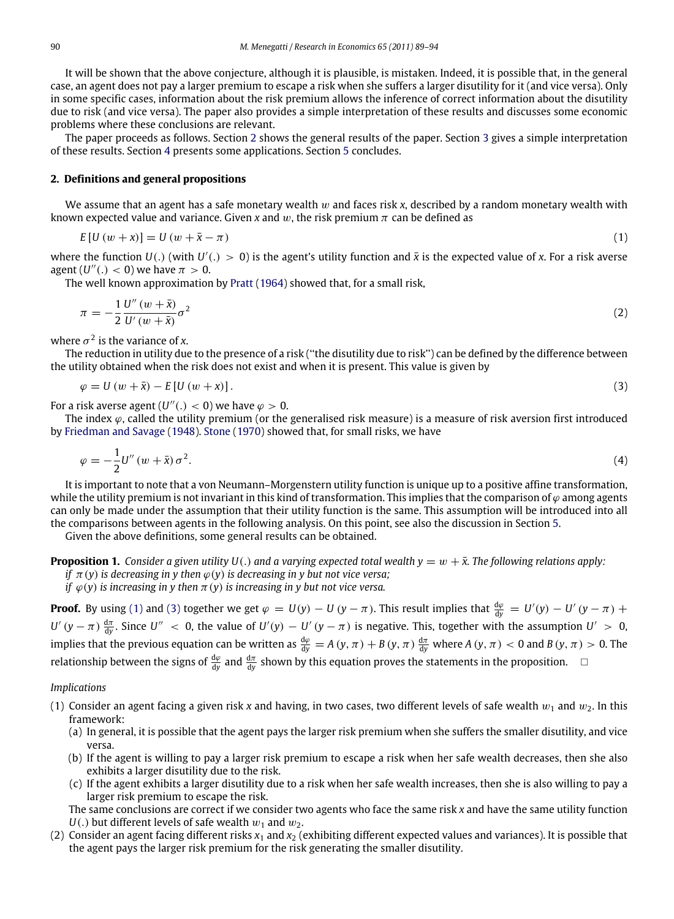It will be shown that the above conjecture, although it is plausible, is mistaken. Indeed, it is possible that, in the general case, an agent does not pay a larger premium to escape a risk when she suffers a larger disutility for it (and vice versa). Only in some specific cases, information about the risk premium allows the inference of correct information about the disutility due to risk (and vice versa). The paper also provides a simple interpretation of these results and discusses some economic problems where these conclusions are relevant.

The paper proceeds as follows. Section 2 shows the general results of the paper. Section 3 gives a simple interpretation of these results. Section 4 presents some applications. Section 5 concludes.

## 2. Definitions and general propositions

We assume that an agent has a safe monetary wealth $w$ and faces risk $x$, described by a random monetary wealth with known expected value and variance. Given $x$ and $w$, the risk premium $\pi$ can be defined as

$$E\left[U\left(w+x\right)\right]=U\left(w+\bar{x}-\pi\right) \tag{1}$$

where the function $U(.)$ (with $U'(.)>0$) is the agent's utility function and $\bar{x}$ is the expected value of $x$. For a risk averse agent ($U''(.)<0$) we have $\pi>0$.

The well known approximation by Pratt (1964) showed that, for a small risk,

$$\pi=-\frac{1}{2}\frac{U''\left(w+\bar{x}\right)}{U'\left(w+\bar{x}\right)}\sigma^2 \tag{2}$$

where $\sigma^2$ is the variance of $x$.

The reduction in utility due to the presence of a risk ("the disutility due to risk") can be defined by the difference between the utility obtained when the risk does not exist and when it is present. This value is given by

$$\varphi=U\left(w+\bar{x}\right)-E\left[U\left(w+x\right)\right]. \tag{3}$$

For a risk averse agent ($U''(.)<0$) we have $\varphi>0$.

The index $\varphi$, called the utility premium (or the generalised risk measure) is a measure of risk aversion first introduced by Friedman and Savage (1948). Stone (1970) showed that, for small risks, we have

$$\varphi=-\frac{1}{2}U''\left(w+\bar{x}\right)\sigma^2. \tag{4}$$

It is important to note that a von Neumann–Morgenstern utility function is unique up to a positive affine transformation, while the utility premium is not invariant in this kind of transformation. This implies that the comparison of $\varphi$ among agents can only be made under the assumption that their utility function is the same. This assumption will be introduced into all the comparisons between agents in the following analysis. On this point, see also the discussion in Section 5.

Given the above definitions, some general results can be obtained.

**Proposition 1.** *Consider a given utility $U(.)$ and a varying expected total wealth $y=w+\bar{x}$. The following relations apply:*
*if $\pi(y)$ is decreasing in $y$ then $\varphi(y)$ is decreasing in $y$ but not vice versa;*
*if $\varphi(y)$ is increasing in $y$ then $\pi(y)$ is increasing in $y$ but not vice versa.*

**Proof.** By using (1) and (3) together we get $\varphi=U(y)-U(y-\pi)$. This result implies that $\frac{d\varphi}{dy}=U'(y)-U'(y-\pi)+U'(y-\pi)\frac{d\pi}{dy}$. Since $U''<0$, the value of $U'(y)-U'(y-\pi)$ is negative. This, together with the assumption $U'>0$, implies that the previous equation can be written as $\frac{d\varphi}{dy}=A(y,\pi)+B(y,\pi)\frac{d\pi}{dy}$ where $A(y,\pi)<0$ and $B(y,\pi)>0$. The relationship between the signs of $\frac{d\varphi}{dy}$ and $\frac{d\pi}{dy}$ shown by this equation proves the statements in the proposition. □

*Implications*

1. Consider an agent facing a given risk $x$ and having, in two cases, two different levels of safe wealth $w_1$ and $w_2$. In this framework:
   (a) In general, it is possible that the agent pays the larger risk premium when she suffers the smaller disutility, and vice versa.
   (b) If the agent is willing to pay a larger risk premium to escape a risk when her safe wealth decreases, then she also exhibits a larger disutility due to the risk.
   (c) If the agent exhibits a larger disutility due to a risk when her safe wealth increases, then she is also willing to pay a larger risk premium to escape the risk.

   The same conclusions are correct if we consider two agents who face the same risk $x$ and have the same utility function $U(.)$ but different levels of safe wealth $w_1$ and $w_2$.
2. Consider an agent facing different risks $x_1$ and $x_2$ (exhibiting different expected values and variances). It is possible that the agent pays the larger risk premium for the risk generating the smaller disutility.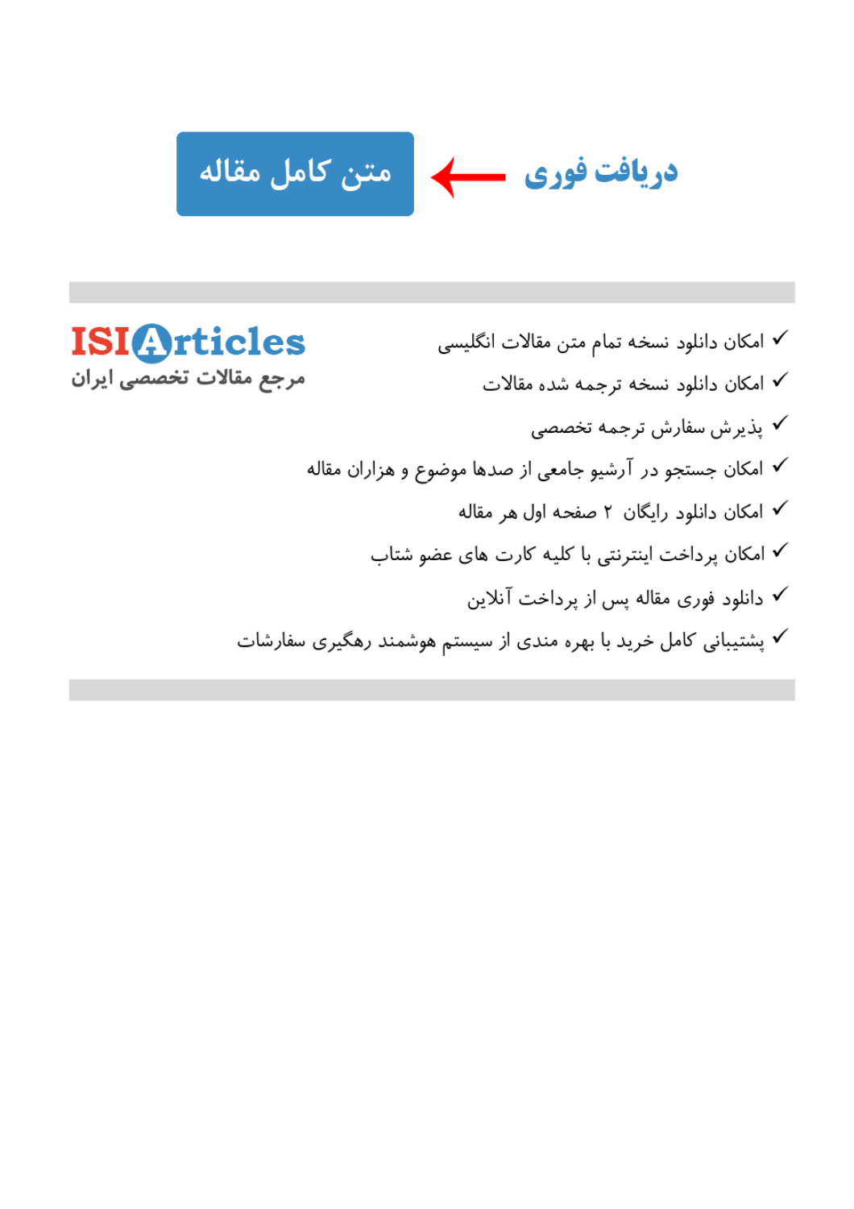دریافت فوری ← متن کامل مقاله

**ISIArticles**
مرجع مقالات تخصصی ایران

- ✓ امکان دانلود نسخه تمام متن مقالات انگلیسی
- ✓ امکان دانلود نسخه ترجمه شده مقالات
- ✓ پذیرش سفارش ترجمه تخصصی
- ✓ امکان جستجو در آرشیو جامعی از صدها موضوع و هزاران مقاله
- ✓ امکان دانلود رایگان ۲ صفحه اول هر مقاله
- ✓ امکان پرداخت اینترنتی با کلیه کارت های عضو شتاب
- ✓ دانلود فوری مقاله پس از پرداخت آنلاین
- ✓ پشتیبانی کامل خرید با بهره مندی از سیستم هوشمند رهگیری سفارشات